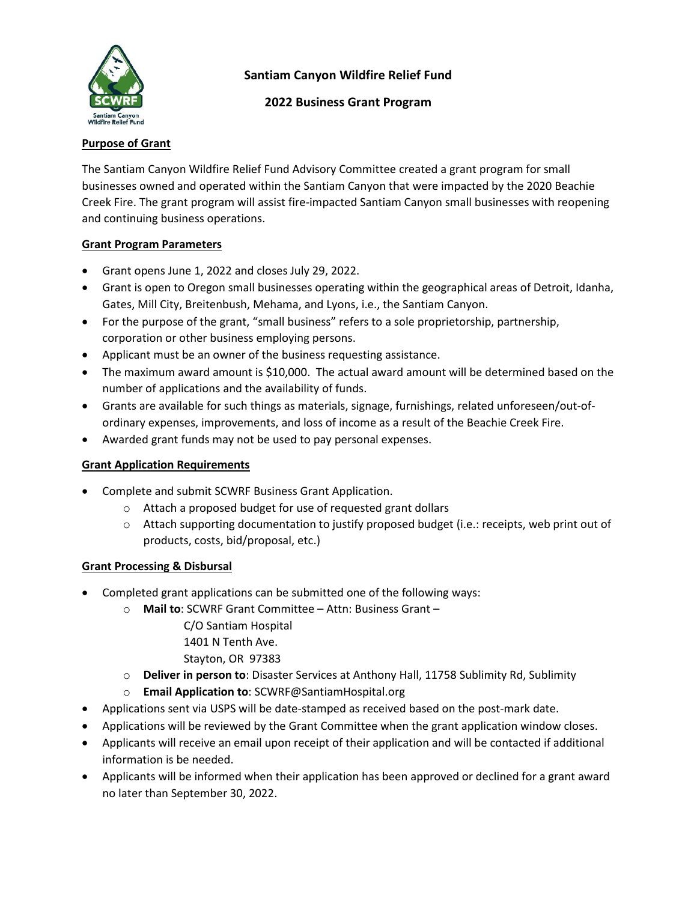# Santiam Canyon Wildfire Relief Fund

## 2022 Business Grant Program

**Purpose of Grant**

The Santiam Canyon Wildfire Relief Fund Advisory Committee created a grant program for small businesses owned and operated within the Santiam Canyon that were impacted by the 2020 Beachie Creek Fire. The grant program will assist fire-impacted Santiam Canyon small businesses with reopening and continuing business operations.

**Grant Program Parameters**

- Grant opens June 1, 2022 and closes July 29, 2022.
- Grant is open to Oregon small businesses operating within the geographical areas of Detroit, Idanha, Gates, Mill City, Breitenbush, Mehama, and Lyons, i.e., the Santiam Canyon.
- For the purpose of the grant, "small business" refers to a sole proprietorship, partnership, corporation or other business employing persons.
- Applicant must be an owner of the business requesting assistance.
- The maximum award amount is $10,000. The actual award amount will be determined based on the number of applications and the availability of funds.
- Grants are available for such things as materials, signage, furnishings, related unforeseen/out-of-ordinary expenses, improvements, and loss of income as a result of the Beachie Creek Fire.
- Awarded grant funds may not be used to pay personal expenses.

**Grant Application Requirements**

- Complete and submit SCWRF Business Grant Application.
  - Attach a proposed budget for use of requested grant dollars
  - Attach supporting documentation to justify proposed budget (i.e.: receipts, web print out of products, costs, bid/proposal, etc.)

**Grant Processing & Disbursal**

- Completed grant applications can be submitted one of the following ways:
  - **Mail to**: SCWRF Grant Committee – Attn: Business Grant –
    C/O Santiam Hospital
    1401 N Tenth Ave.
    Stayton, OR 97383
  - **Deliver in person to**: Disaster Services at Anthony Hall, 11758 Sublimity Rd, Sublimity
  - **Email Application to**: SCWRF@SantiamHospital.org
- Applications sent via USPS will be date-stamped as received based on the post-mark date.
- Applications will be reviewed by the Grant Committee when the grant application window closes.
- Applicants will receive an email upon receipt of their application and will be contacted if additional information is be needed.
- Applicants will be informed when their application has been approved or declined for a grant award no later than September 30, 2022.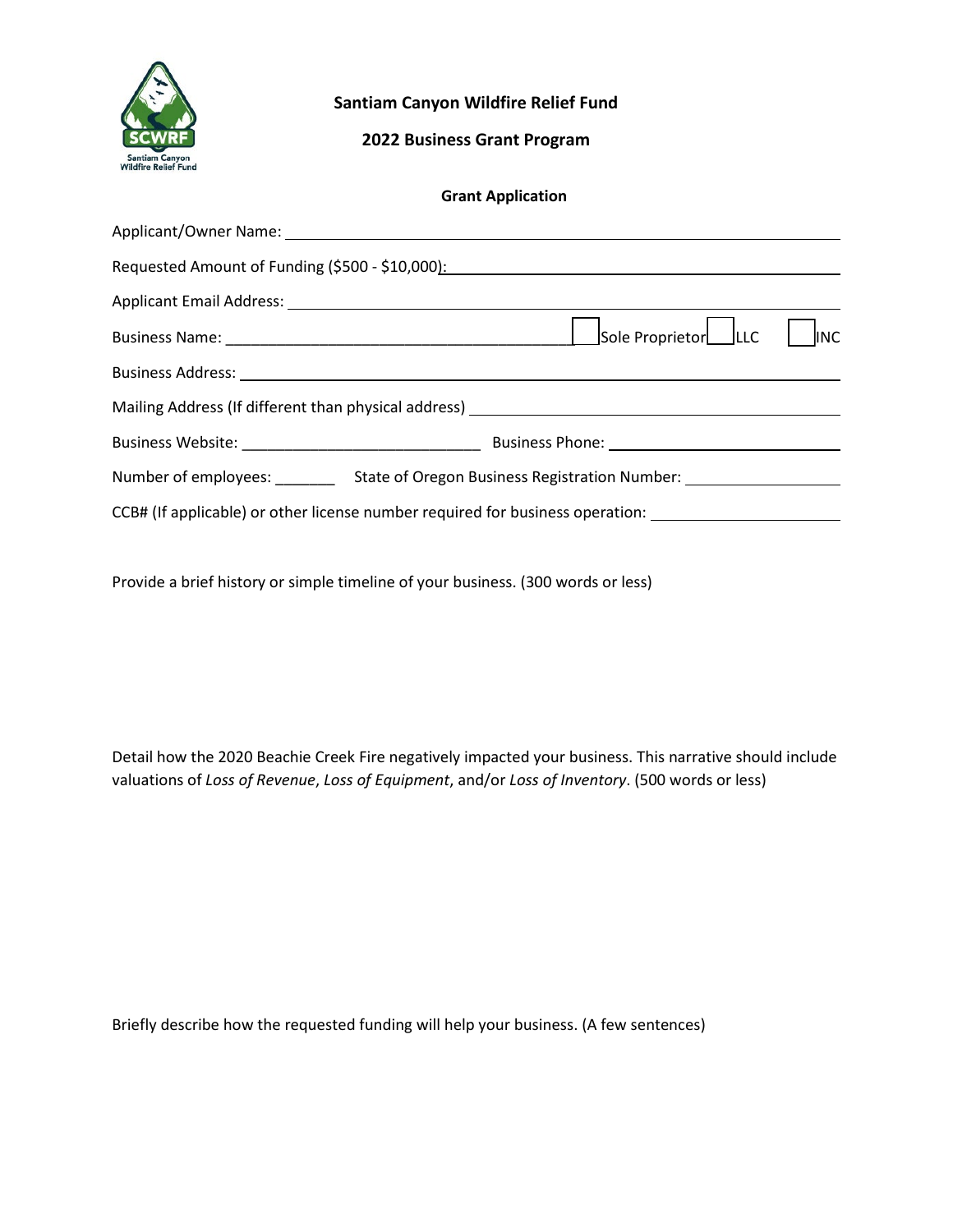**Santiam Canyon Wildfire Relief Fund**

**2022 Business Grant Program**

**Grant Application**

Applicant/Owner Name: ______________________________

Requested Amount of Funding ($500 - $10,000): ______________________________

Applicant Email Address: ______________________________

Business Name: ______________________________ ☐ Sole Proprietor ☐ LLC ☐ INC

Business Address: ______________________________

Mailing Address (If different than physical address) ______________________________

Business Website: ______________________________ Business Phone: ______________________________

Number of employees: _______ State of Oregon Business Registration Number: ______________________________

CCB# (If applicable) or other license number required for business operation: ______________________________

Provide a brief history or simple timeline of your business. (300 words or less)

Detail how the 2020 Beachie Creek Fire negatively impacted your business. This narrative should include valuations of *Loss of Revenue*, *Loss of Equipment*, and/or *Loss of Inventory*. (500 words or less)

Briefly describe how the requested funding will help your business. (A few sentences)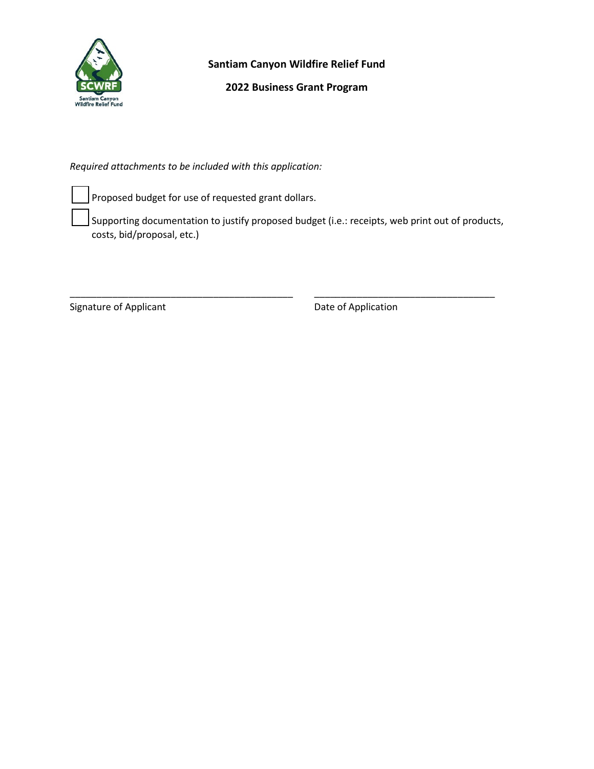**Santiam Canyon Wildfire Relief Fund**

**2022 Business Grant Program**

*Required attachments to be included with this application:*

- ☐ Proposed budget for use of requested grant dollars.
- ☐ Supporting documentation to justify proposed budget (i.e.: receipts, web print out of products, costs, bid/proposal, etc.)

\_\_\_\_\_\_\_\_\_\_\_\_\_\_\_\_\_\_\_\_\_\_\_\_\_\_\_\_\_\_\_\_\_\_\_\_\_\_\_\_\_\_ \_\_\_\_\_\_\_\_\_\_\_\_\_\_\_\_\_\_\_\_\_\_\_\_\_\_\_\_\_\_\_\_\_\_\_\_

Signature of Applicant                                        Date of Application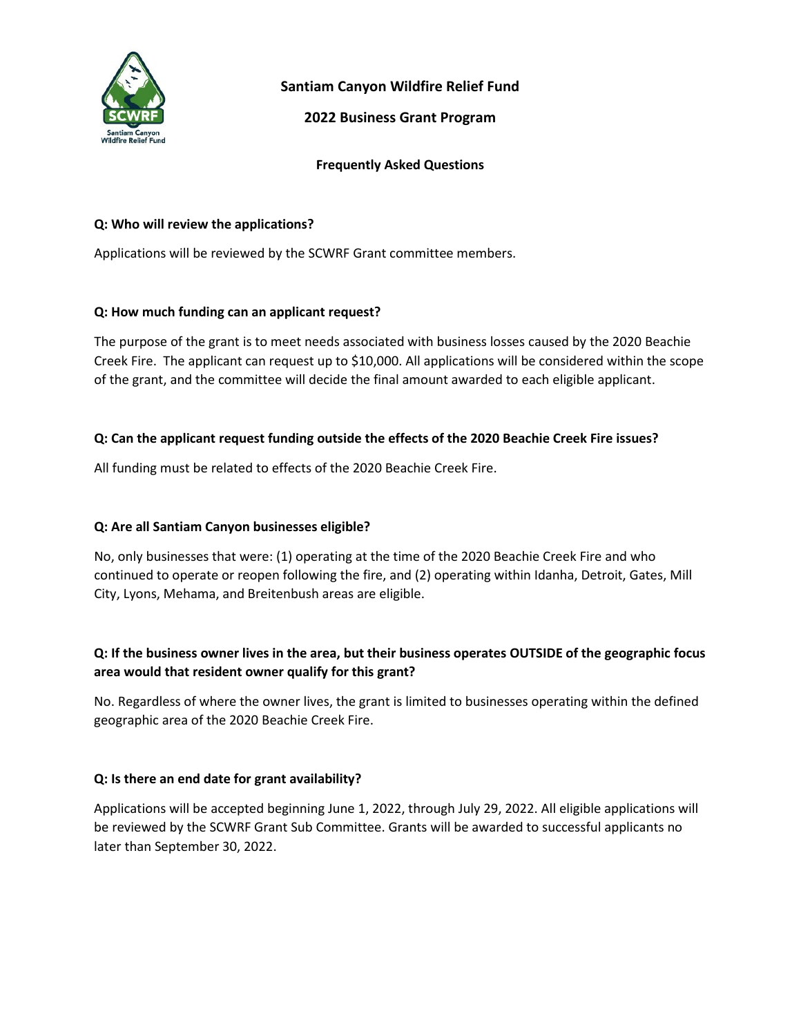# Santiam Canyon Wildfire Relief Fund

## 2022 Business Grant Program

### Frequently Asked Questions

**Q: Who will review the applications?**

Applications will be reviewed by the SCWRF Grant committee members.

**Q: How much funding can an applicant request?**

The purpose of the grant is to meet needs associated with business losses caused by the 2020 Beachie Creek Fire. The applicant can request up to $10,000. All applications will be considered within the scope of the grant, and the committee will decide the final amount awarded to each eligible applicant.

**Q: Can the applicant request funding outside the effects of the 2020 Beachie Creek Fire issues?**

All funding must be related to effects of the 2020 Beachie Creek Fire.

**Q: Are all Santiam Canyon businesses eligible?**

No, only businesses that were: (1) operating at the time of the 2020 Beachie Creek Fire and who continued to operate or reopen following the fire, and (2) operating within Idanha, Detroit, Gates, Mill City, Lyons, Mehama, and Breitenbush areas are eligible.

**Q: If the business owner lives in the area, but their business operates OUTSIDE of the geographic focus area would that resident owner qualify for this grant?**

No. Regardless of where the owner lives, the grant is limited to businesses operating within the defined geographic area of the 2020 Beachie Creek Fire.

**Q: Is there an end date for grant availability?**

Applications will be accepted beginning June 1, 2022, through July 29, 2022. All eligible applications will be reviewed by the SCWRF Grant Sub Committee. Grants will be awarded to successful applicants no later than September 30, 2022.